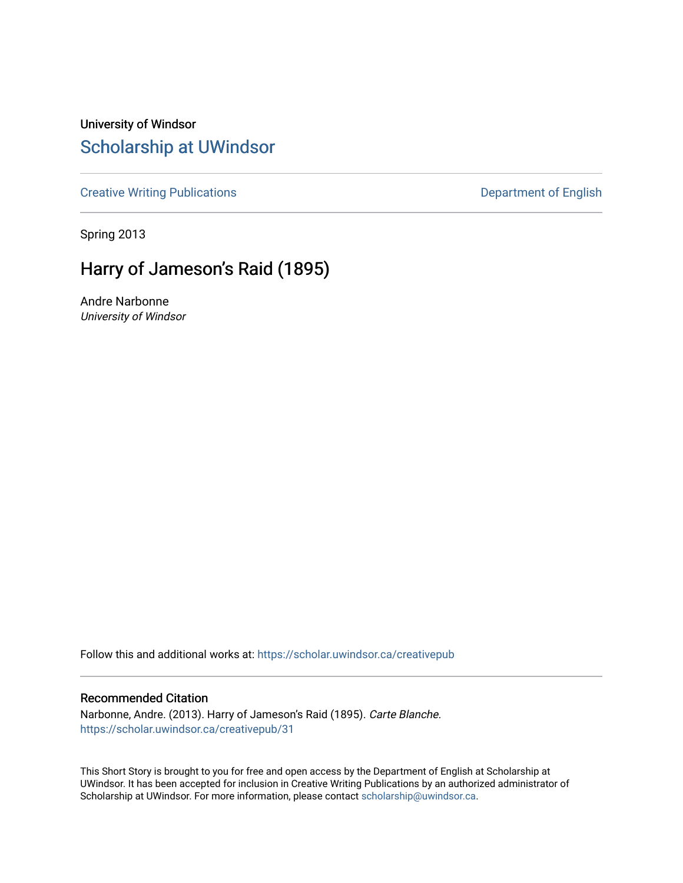University of Windsor

## Scholarship at UWindsor

Creative Writing Publications

Department of English

Spring 2013

# Harry of Jameson's Raid (1895)

Andre Narbonne
*University of Windsor*

Follow this and additional works at: https://scholar.uwindsor.ca/creativepub

### Recommended Citation

Narbonne, Andre. (2013). Harry of Jameson's Raid (1895). *Carte Blanche*.
https://scholar.uwindsor.ca/creativepub/31

This Short Story is brought to you for free and open access by the Department of English at Scholarship at UWindsor. It has been accepted for inclusion in Creative Writing Publications by an authorized administrator of Scholarship at UWindsor. For more information, please contact scholarship@uwindsor.ca.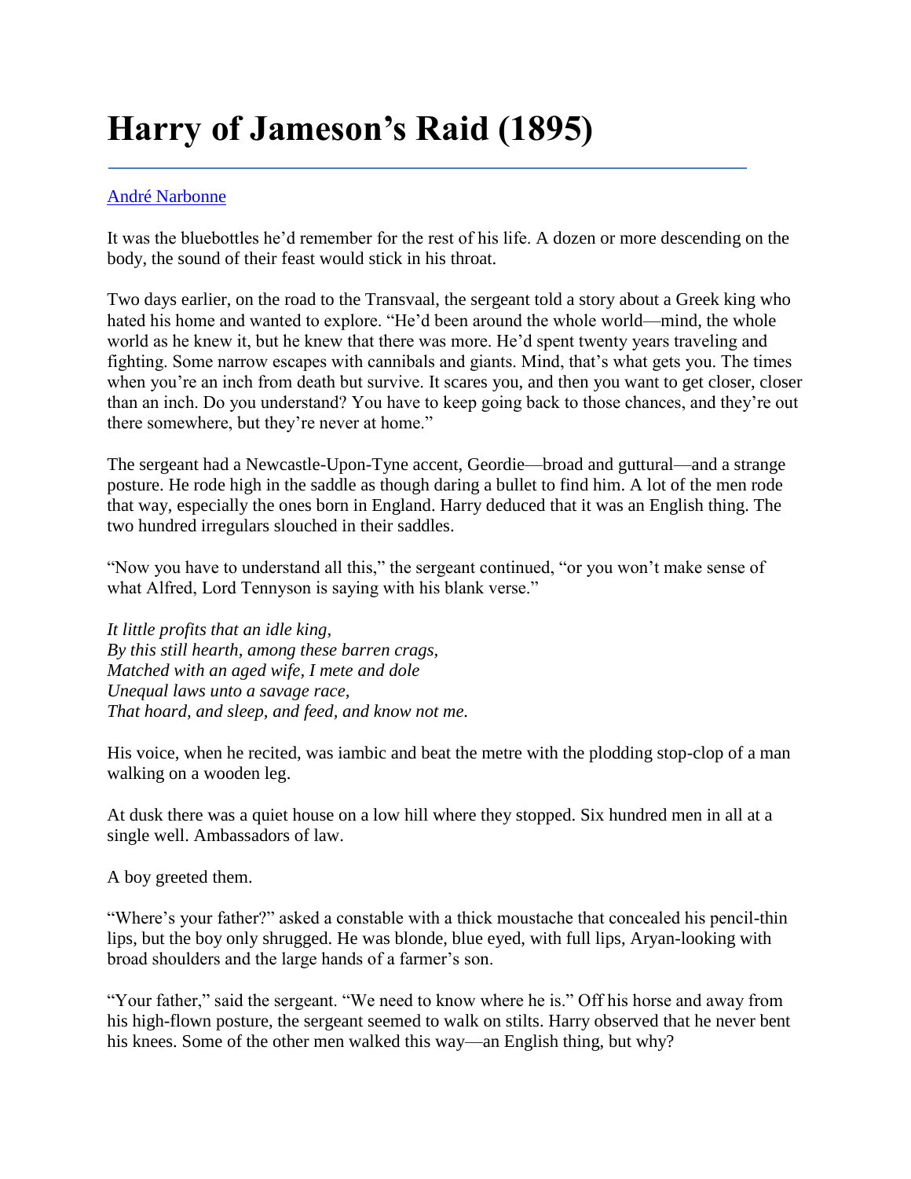# Harry of Jameson's Raid (1895)

André Narbonne

It was the bluebottles he'd remember for the rest of his life. A dozen or more descending on the body, the sound of their feast would stick in his throat.

Two days earlier, on the road to the Transvaal, the sergeant told a story about a Greek king who hated his home and wanted to explore. "He'd been around the whole world—mind, the whole world as he knew it, but he knew that there was more. He'd spent twenty years traveling and fighting. Some narrow escapes with cannibals and giants. Mind, that's what gets you. The times when you're an inch from death but survive. It scares you, and then you want to get closer, closer than an inch. Do you understand? You have to keep going back to those chances, and they're out there somewhere, but they're never at home."

The sergeant had a Newcastle-Upon-Tyne accent, Geordie—broad and guttural—and a strange posture. He rode high in the saddle as though daring a bullet to find him. A lot of the men rode that way, especially the ones born in England. Harry deduced that it was an English thing. The two hundred irregulars slouched in their saddles.

"Now you have to understand all this," the sergeant continued, "or you won't make sense of what Alfred, Lord Tennyson is saying with his blank verse."

*It little profits that an idle king,*
*By this still hearth, among these barren crags,*
*Matched with an aged wife, I mete and dole*
*Unequal laws unto a savage race,*
*That hoard, and sleep, and feed, and know not me.*

His voice, when he recited, was iambic and beat the metre with the plodding stop-clop of a man walking on a wooden leg.

At dusk there was a quiet house on a low hill where they stopped. Six hundred men in all at a single well. Ambassadors of law.

A boy greeted them.

"Where's your father?" asked a constable with a thick moustache that concealed his pencil-thin lips, but the boy only shrugged. He was blonde, blue eyed, with full lips, Aryan-looking with broad shoulders and the large hands of a farmer's son.

"Your father," said the sergeant. "We need to know where he is." Off his horse and away from his high-flown posture, the sergeant seemed to walk on stilts. Harry observed that he never bent his knees. Some of the other men walked this way—an English thing, but why?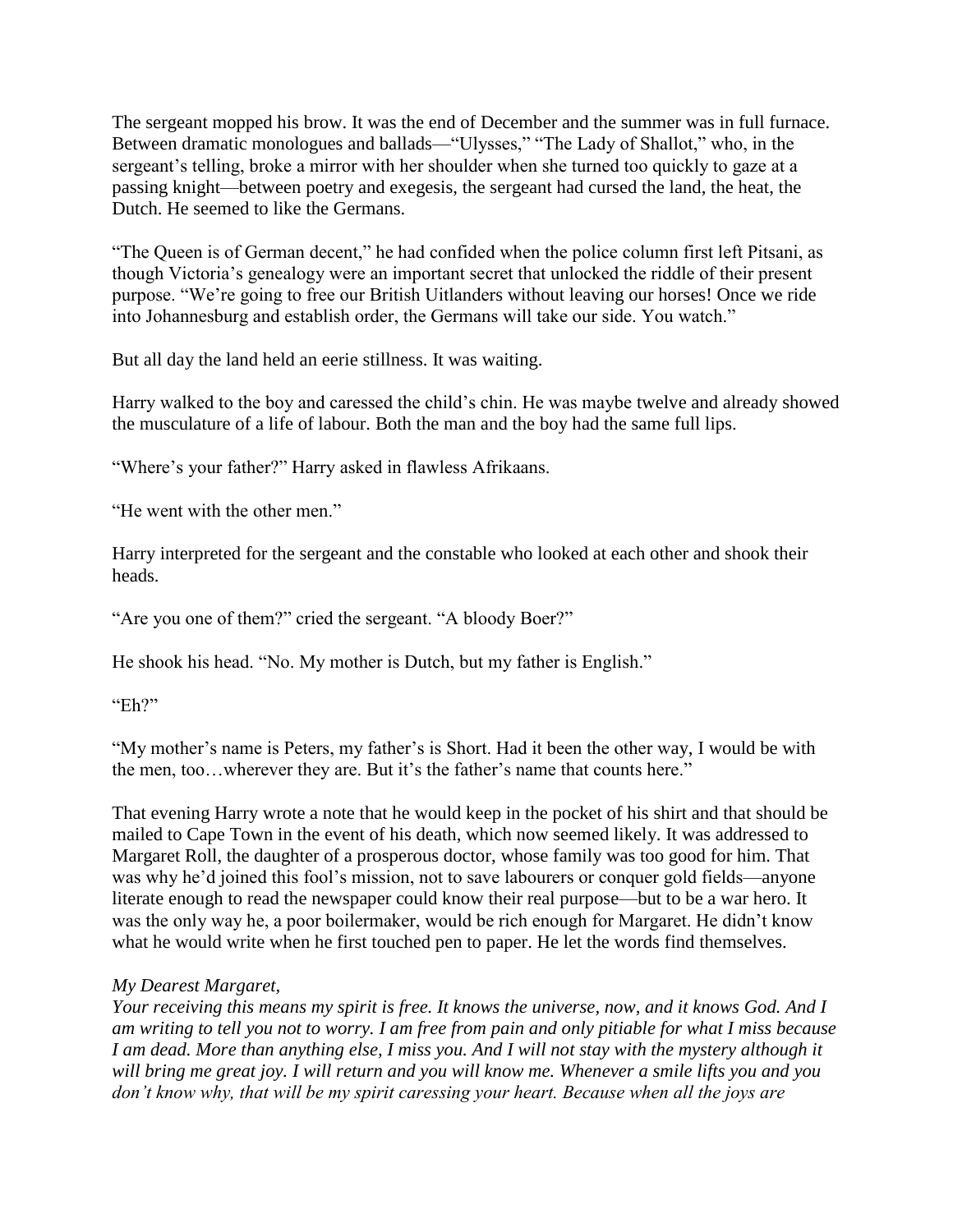The sergeant mopped his brow. It was the end of December and the summer was in full furnace. Between dramatic monologues and ballads—"Ulysses," "The Lady of Shallot," who, in the sergeant's telling, broke a mirror with her shoulder when she turned too quickly to gaze at a passing knight—between poetry and exegesis, the sergeant had cursed the land, the heat, the Dutch. He seemed to like the Germans.

"The Queen is of German decent," he had confided when the police column first left Pitsani, as though Victoria's genealogy were an important secret that unlocked the riddle of their present purpose. "We're going to free our British Uitlanders without leaving our horses! Once we ride into Johannesburg and establish order, the Germans will take our side. You watch."

But all day the land held an eerie stillness. It was waiting.

Harry walked to the boy and caressed the child's chin. He was maybe twelve and already showed the musculature of a life of labour. Both the man and the boy had the same full lips.

"Where's your father?" Harry asked in flawless Afrikaans.

"He went with the other men."

Harry interpreted for the sergeant and the constable who looked at each other and shook their heads.

"Are you one of them?" cried the sergeant. "A bloody Boer?"

He shook his head. "No. My mother is Dutch, but my father is English."

"Eh?"

"My mother's name is Peters, my father's is Short. Had it been the other way, I would be with the men, too…wherever they are. But it's the father's name that counts here."

That evening Harry wrote a note that he would keep in the pocket of his shirt and that should be mailed to Cape Town in the event of his death, which now seemed likely. It was addressed to Margaret Roll, the daughter of a prosperous doctor, whose family was too good for him. That was why he'd joined this fool's mission, not to save labourers or conquer gold fields—anyone literate enough to read the newspaper could know their real purpose—but to be a war hero. It was the only way he, a poor boilermaker, would be rich enough for Margaret. He didn't know what he would write when he first touched pen to paper. He let the words find themselves.

*My Dearest Margaret,*
*Your receiving this means my spirit is free. It knows the universe, now, and it knows God. And I am writing to tell you not to worry. I am free from pain and only pitiable for what I miss because I am dead. More than anything else, I miss you. And I will not stay with the mystery although it will bring me great joy. I will return and you will know me. Whenever a smile lifts you and you don't know why, that will be my spirit caressing your heart. Because when all the joys are*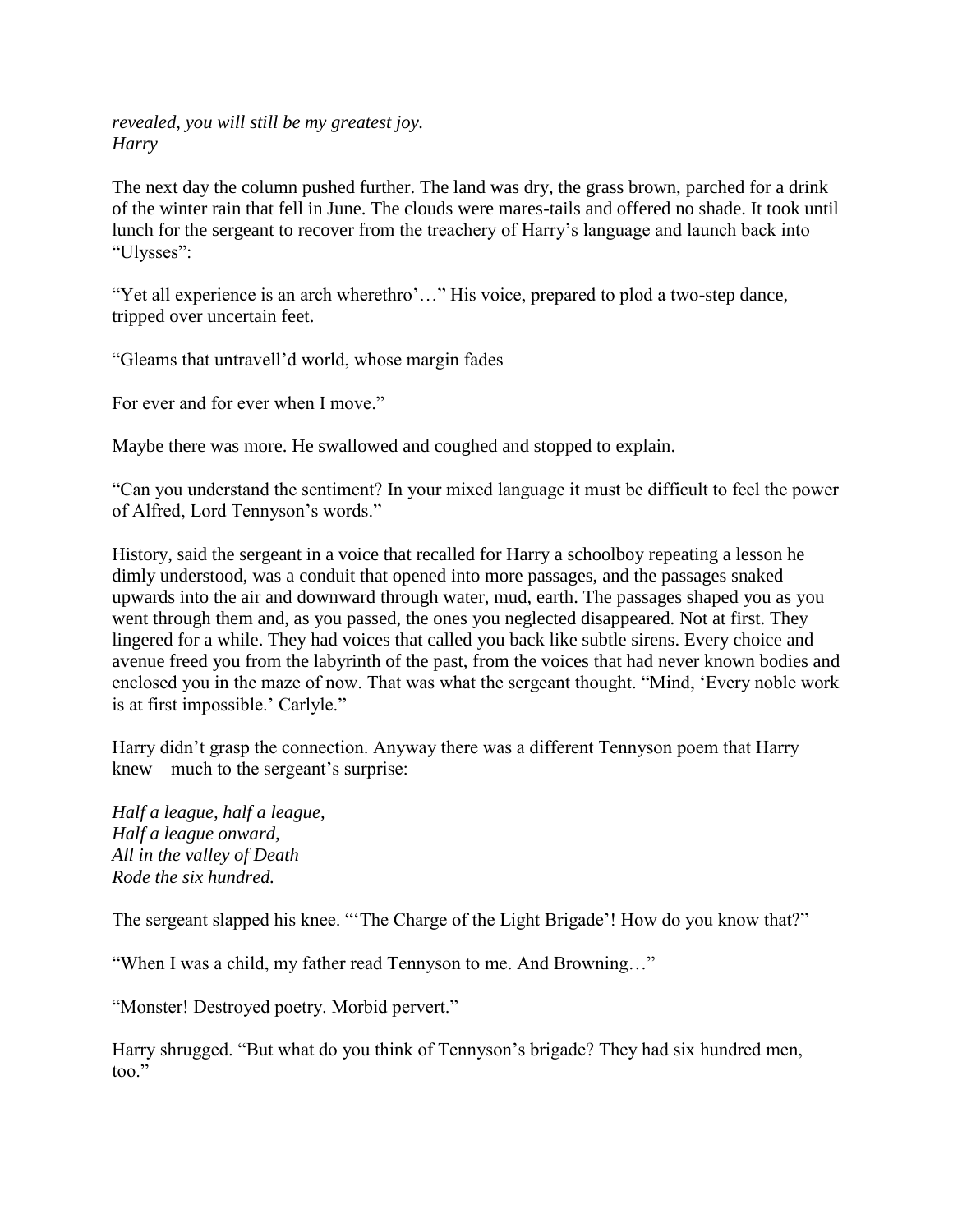*revealed, you will still be my greatest joy.*
*Harry*

The next day the column pushed further. The land was dry, the grass brown, parched for a drink of the winter rain that fell in June. The clouds were mares-tails and offered no shade. It took until lunch for the sergeant to recover from the treachery of Harry's language and launch back into "Ulysses":

"Yet all experience is an arch wherethro'…" His voice, prepared to plod a two-step dance, tripped over uncertain feet.

"Gleams that untravell'd world, whose margin fades

For ever and for ever when I move."

Maybe there was more. He swallowed and coughed and stopped to explain.

"Can you understand the sentiment? In your mixed language it must be difficult to feel the power of Alfred, Lord Tennyson's words."

History, said the sergeant in a voice that recalled for Harry a schoolboy repeating a lesson he dimly understood, was a conduit that opened into more passages, and the passages snaked upwards into the air and downward through water, mud, earth. The passages shaped you as you went through them and, as you passed, the ones you neglected disappeared. Not at first. They lingered for a while. They had voices that called you back like subtle sirens. Every choice and avenue freed you from the labyrinth of the past, from the voices that had never known bodies and enclosed you in the maze of now. That was what the sergeant thought. "Mind, 'Every noble work is at first impossible.' Carlyle."

Harry didn't grasp the connection. Anyway there was a different Tennyson poem that Harry knew—much to the sergeant's surprise:

*Half a league, half a league,*
*Half a league onward,*
*All in the valley of Death*
*Rode the six hundred.*

The sergeant slapped his knee. "'The Charge of the Light Brigade'! How do you know that?"

"When I was a child, my father read Tennyson to me. And Browning…"

"Monster! Destroyed poetry. Morbid pervert."

Harry shrugged. "But what do you think of Tennyson's brigade? They had six hundred men, too."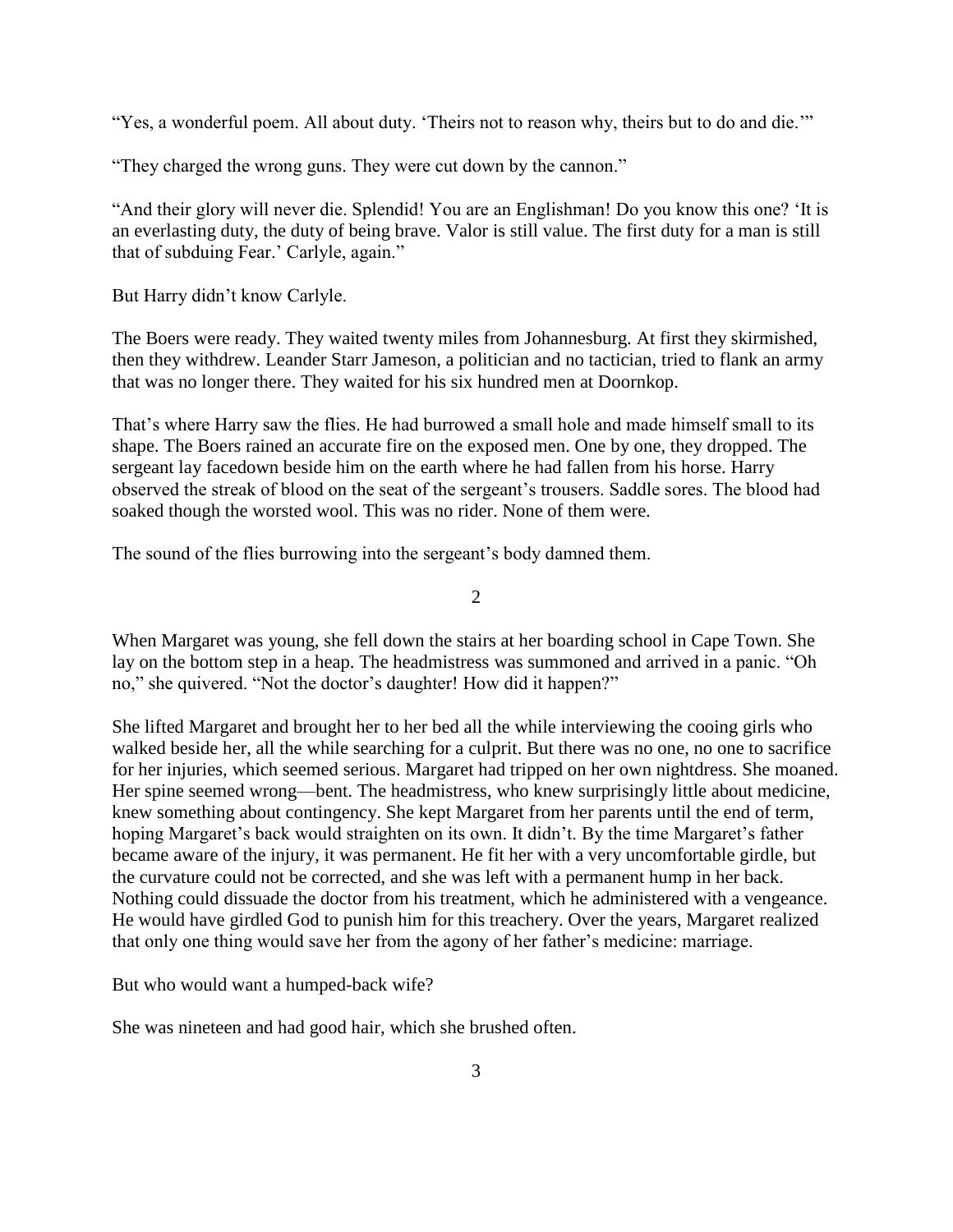"Yes, a wonderful poem. All about duty. 'Theirs not to reason why, theirs but to do and die.'"

"They charged the wrong guns. They were cut down by the cannon."

"And their glory will never die. Splendid! You are an Englishman! Do you know this one? 'It is an everlasting duty, the duty of being brave. Valor is still value. The first duty for a man is still that of subduing Fear.' Carlyle, again."

But Harry didn't know Carlyle.

The Boers were ready. They waited twenty miles from Johannesburg. At first they skirmished, then they withdrew. Leander Starr Jameson, a politician and no tactician, tried to flank an army that was no longer there. They waited for his six hundred men at Doornkop.

That's where Harry saw the flies. He had burrowed a small hole and made himself small to its shape. The Boers rained an accurate fire on the exposed men. One by one, they dropped. The sergeant lay facedown beside him on the earth where he had fallen from his horse. Harry observed the streak of blood on the seat of the sergeant's trousers. Saddle sores. The blood had soaked though the worsted wool. This was no rider. None of them were.

The sound of the flies burrowing into the sergeant's body damned them.

## 2

When Margaret was young, she fell down the stairs at her boarding school in Cape Town. She lay on the bottom step in a heap. The headmistress was summoned and arrived in a panic. "Oh no," she quivered. "Not the doctor's daughter! How did it happen?"

She lifted Margaret and brought her to her bed all the while interviewing the cooing girls who walked beside her, all the while searching for a culprit. But there was no one, no one to sacrifice for her injuries, which seemed serious. Margaret had tripped on her own nightdress. She moaned. Her spine seemed wrong—bent. The headmistress, who knew surprisingly little about medicine, knew something about contingency. She kept Margaret from her parents until the end of term, hoping Margaret's back would straighten on its own. It didn't. By the time Margaret's father became aware of the injury, it was permanent. He fit her with a very uncomfortable girdle, but the curvature could not be corrected, and she was left with a permanent hump in her back. Nothing could dissuade the doctor from his treatment, which he administered with a vengeance. He would have girdled God to punish him for this treachery. Over the years, Margaret realized that only one thing would save her from the agony of her father's medicine: marriage.

But who would want a humped-back wife?

She was nineteen and had good hair, which she brushed often.

## 3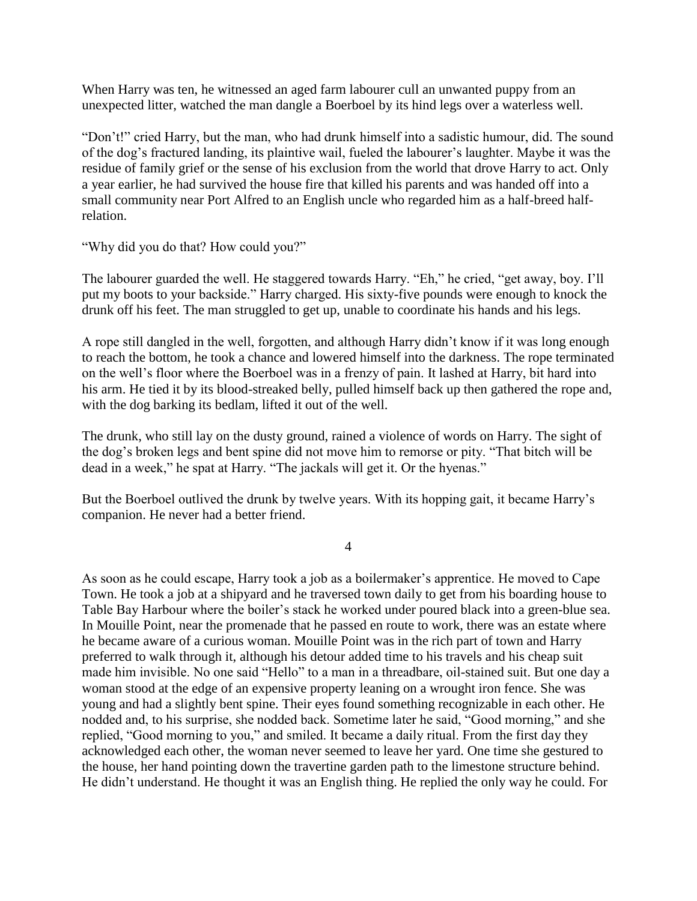When Harry was ten, he witnessed an aged farm labourer cull an unwanted puppy from an unexpected litter, watched the man dangle a Boerboel by its hind legs over a waterless well.

"Don't!" cried Harry, but the man, who had drunk himself into a sadistic humour, did. The sound of the dog's fractured landing, its plaintive wail, fueled the labourer's laughter. Maybe it was the residue of family grief or the sense of his exclusion from the world that drove Harry to act. Only a year earlier, he had survived the house fire that killed his parents and was handed off into a small community near Port Alfred to an English uncle who regarded him as a half-breed half-relation.

"Why did you do that? How could you?"

The labourer guarded the well. He staggered towards Harry. "Eh," he cried, "get away, boy. I'll put my boots to your backside." Harry charged. His sixty-five pounds were enough to knock the drunk off his feet. The man struggled to get up, unable to coordinate his hands and his legs.

A rope still dangled in the well, forgotten, and although Harry didn't know if it was long enough to reach the bottom, he took a chance and lowered himself into the darkness. The rope terminated on the well's floor where the Boerboel was in a frenzy of pain. It lashed at Harry, bit hard into his arm. He tied it by its blood-streaked belly, pulled himself back up then gathered the rope and, with the dog barking its bedlam, lifted it out of the well.

The drunk, who still lay on the dusty ground, rained a violence of words on Harry. The sight of the dog's broken legs and bent spine did not move him to remorse or pity. "That bitch will be dead in a week," he spat at Harry. "The jackals will get it. Or the hyenas."

But the Boerboel outlived the drunk by twelve years. With its hopping gait, it became Harry's companion. He never had a better friend.

4

As soon as he could escape, Harry took a job as a boilermaker's apprentice. He moved to Cape Town. He took a job at a shipyard and he traversed town daily to get from his boarding house to Table Bay Harbour where the boiler's stack he worked under poured black into a green-blue sea. In Mouille Point, near the promenade that he passed en route to work, there was an estate where he became aware of a curious woman. Mouille Point was in the rich part of town and Harry preferred to walk through it, although his detour added time to his travels and his cheap suit made him invisible. No one said "Hello" to a man in a threadbare, oil-stained suit. But one day a woman stood at the edge of an expensive property leaning on a wrought iron fence. She was young and had a slightly bent spine. Their eyes found something recognizable in each other. He nodded and, to his surprise, she nodded back. Sometime later he said, "Good morning," and she replied, "Good morning to you," and smiled. It became a daily ritual. From the first day they acknowledged each other, the woman never seemed to leave her yard. One time she gestured to the house, her hand pointing down the travertine garden path to the limestone structure behind. He didn't understand. He thought it was an English thing. He replied the only way he could. For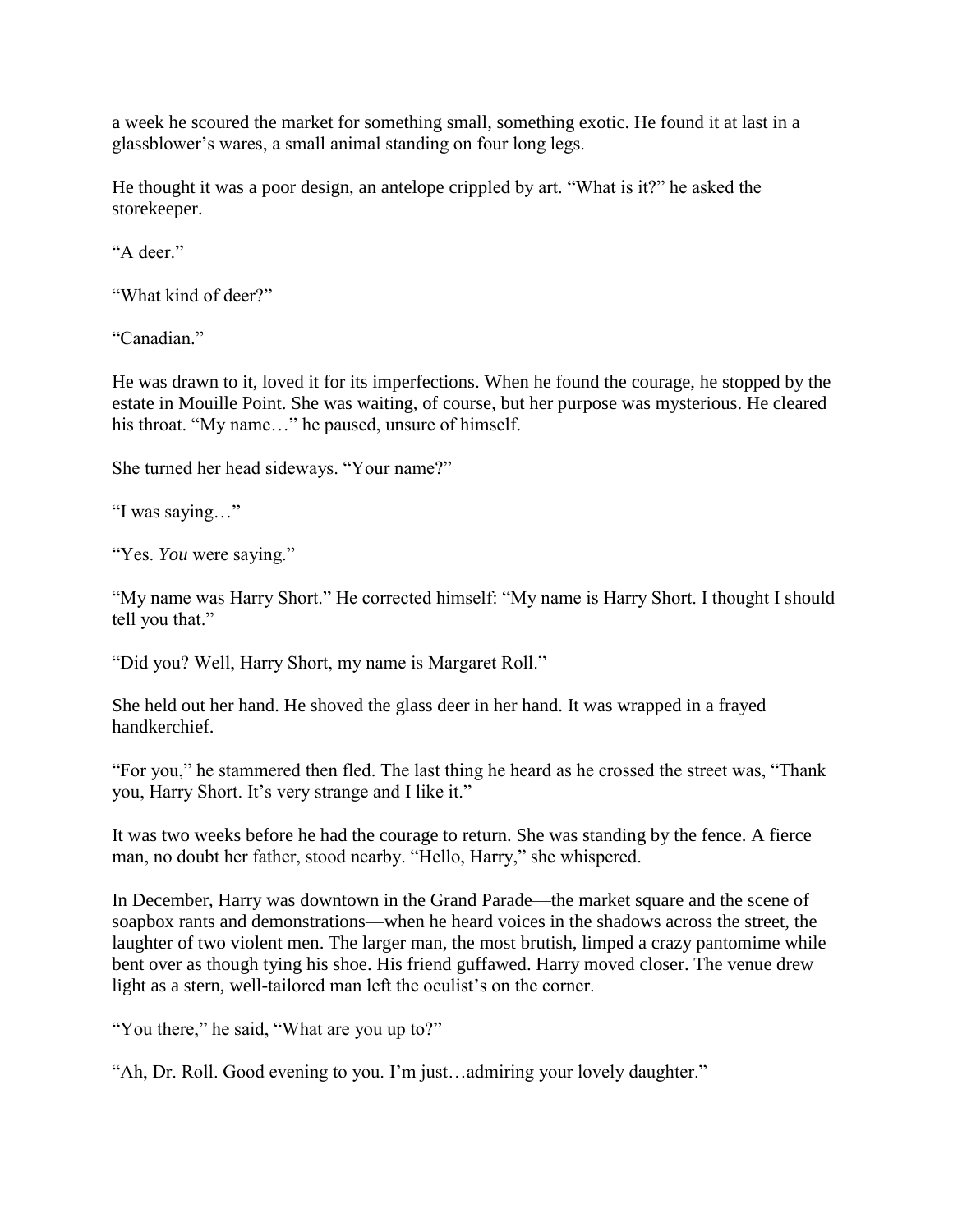a week he scoured the market for something small, something exotic. He found it at last in a glassblower's wares, a small animal standing on four long legs.

He thought it was a poor design, an antelope crippled by art. "What is it?" he asked the storekeeper.

"A deer."

"What kind of deer?"

"Canadian."

He was drawn to it, loved it for its imperfections. When he found the courage, he stopped by the estate in Mouille Point. She was waiting, of course, but her purpose was mysterious. He cleared his throat. "My name…" he paused, unsure of himself.

She turned her head sideways. "Your name?"

"I was saying…"

"Yes. *You* were saying."

"My name was Harry Short." He corrected himself: "My name is Harry Short. I thought I should tell you that."

"Did you? Well, Harry Short, my name is Margaret Roll."

She held out her hand. He shoved the glass deer in her hand. It was wrapped in a frayed handkerchief.

"For you," he stammered then fled. The last thing he heard as he crossed the street was, "Thank you, Harry Short. It's very strange and I like it."

It was two weeks before he had the courage to return. She was standing by the fence. A fierce man, no doubt her father, stood nearby. "Hello, Harry," she whispered.

In December, Harry was downtown in the Grand Parade—the market square and the scene of soapbox rants and demonstrations—when he heard voices in the shadows across the street, the laughter of two violent men. The larger man, the most brutish, limped a crazy pantomime while bent over as though tying his shoe. His friend guffawed. Harry moved closer. The venue drew light as a stern, well-tailored man left the oculist's on the corner.

"You there," he said, "What are you up to?"

"Ah, Dr. Roll. Good evening to you. I'm just…admiring your lovely daughter."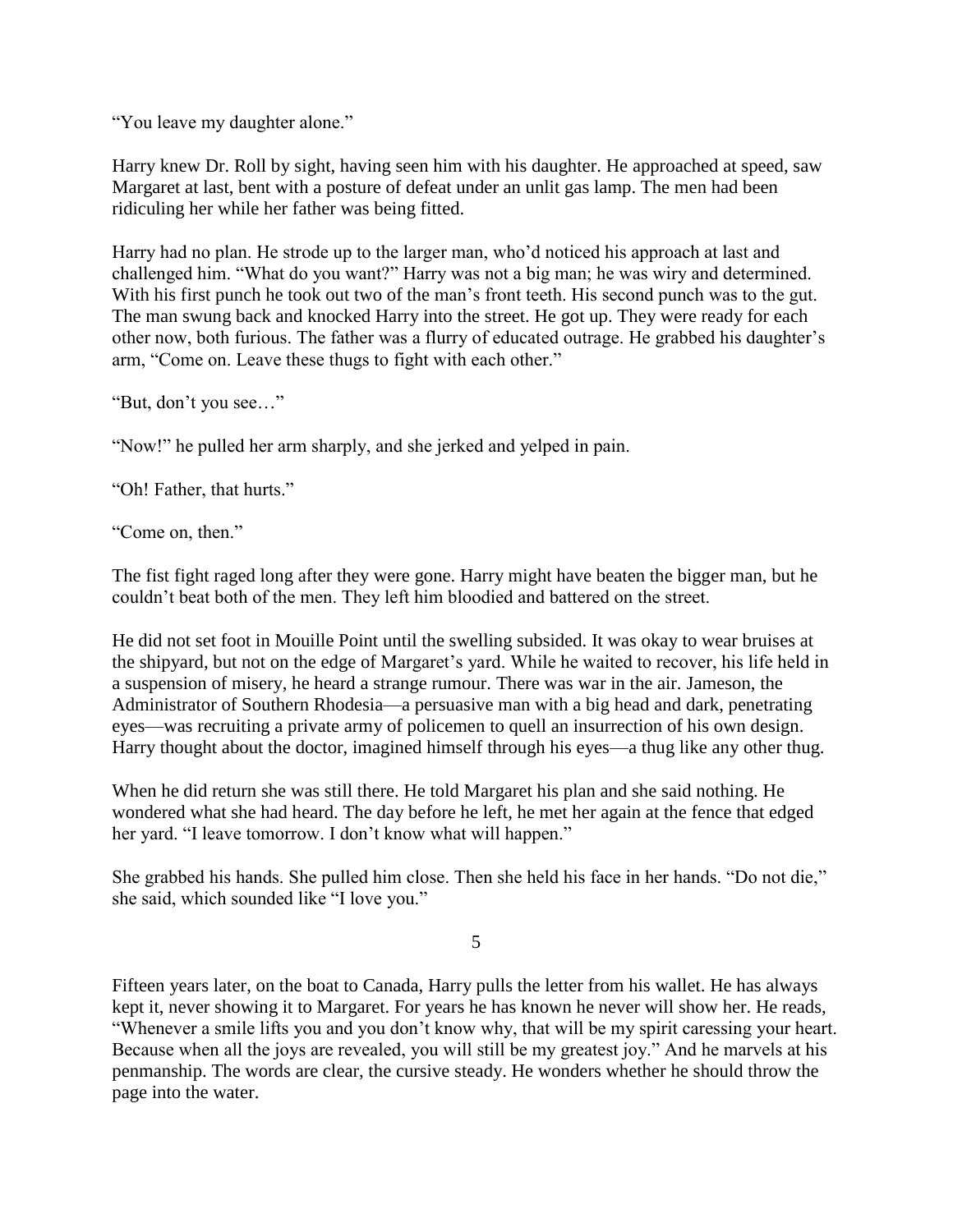"You leave my daughter alone."

Harry knew Dr. Roll by sight, having seen him with his daughter. He approached at speed, saw Margaret at last, bent with a posture of defeat under an unlit gas lamp. The men had been ridiculing her while her father was being fitted.

Harry had no plan. He strode up to the larger man, who'd noticed his approach at last and challenged him. "What do you want?" Harry was not a big man; he was wiry and determined. With his first punch he took out two of the man's front teeth. His second punch was to the gut. The man swung back and knocked Harry into the street. He got up. They were ready for each other now, both furious. The father was a flurry of educated outrage. He grabbed his daughter's arm, "Come on. Leave these thugs to fight with each other."

"But, don't you see…"

"Now!" he pulled her arm sharply, and she jerked and yelped in pain.

"Oh! Father, that hurts."

"Come on, then."

The fist fight raged long after they were gone. Harry might have beaten the bigger man, but he couldn't beat both of the men. They left him bloodied and battered on the street.

He did not set foot in Mouille Point until the swelling subsided. It was okay to wear bruises at the shipyard, but not on the edge of Margaret's yard. While he waited to recover, his life held in a suspension of misery, he heard a strange rumour. There was war in the air. Jameson, the Administrator of Southern Rhodesia—a persuasive man with a big head and dark, penetrating eyes—was recruiting a private army of policemen to quell an insurrection of his own design. Harry thought about the doctor, imagined himself through his eyes—a thug like any other thug.

When he did return she was still there. He told Margaret his plan and she said nothing. He wondered what she had heard. The day before he left, he met her again at the fence that edged her yard. "I leave tomorrow. I don't know what will happen."

She grabbed his hands. She pulled him close. Then she held his face in her hands. "Do not die," she said, which sounded like "I love you."

## 5

Fifteen years later, on the boat to Canada, Harry pulls the letter from his wallet. He has always kept it, never showing it to Margaret. For years he has known he never will show her. He reads, "Whenever a smile lifts you and you don't know why, that will be my spirit caressing your heart. Because when all the joys are revealed, you will still be my greatest joy." And he marvels at his penmanship. The words are clear, the cursive steady. He wonders whether he should throw the page into the water.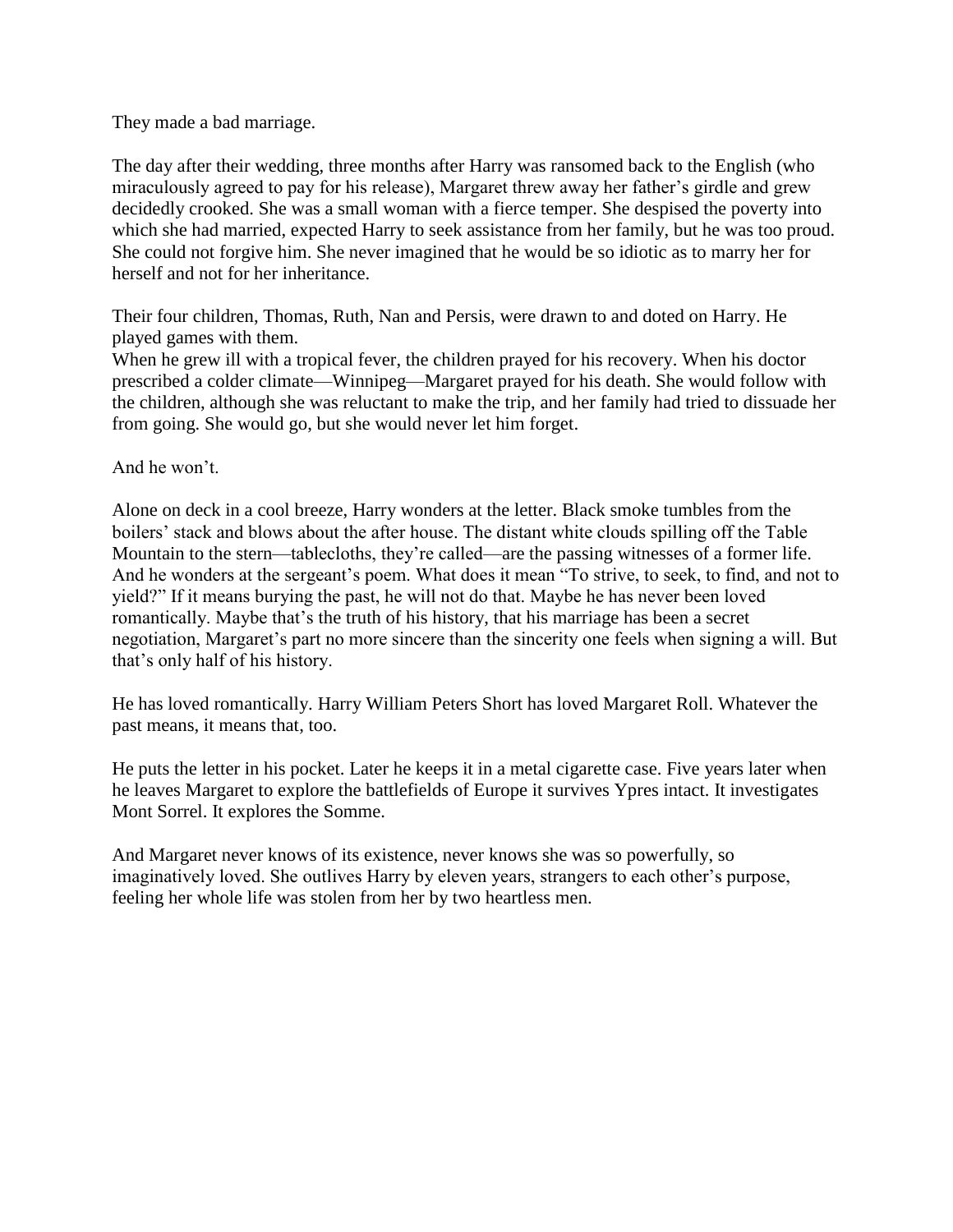They made a bad marriage.

The day after their wedding, three months after Harry was ransomed back to the English (who miraculously agreed to pay for his release), Margaret threw away her father's girdle and grew decidedly crooked. She was a small woman with a fierce temper. She despised the poverty into which she had married, expected Harry to seek assistance from her family, but he was too proud. She could not forgive him. She never imagined that he would be so idiotic as to marry her for herself and not for her inheritance.

Their four children, Thomas, Ruth, Nan and Persis, were drawn to and doted on Harry. He played games with them.
When he grew ill with a tropical fever, the children prayed for his recovery. When his doctor prescribed a colder climate—Winnipeg—Margaret prayed for his death. She would follow with the children, although she was reluctant to make the trip, and her family had tried to dissuade her from going. She would go, but she would never let him forget.

And he won't.

Alone on deck in a cool breeze, Harry wonders at the letter. Black smoke tumbles from the boilers' stack and blows about the after house. The distant white clouds spilling off the Table Mountain to the stern—tablecloths, they're called—are the passing witnesses of a former life. And he wonders at the sergeant's poem. What does it mean "To strive, to seek, to find, and not to yield?" If it means burying the past, he will not do that. Maybe he has never been loved romantically. Maybe that's the truth of his history, that his marriage has been a secret negotiation, Margaret's part no more sincere than the sincerity one feels when signing a will. But that's only half of his history.

He has loved romantically. Harry William Peters Short has loved Margaret Roll. Whatever the past means, it means that, too.

He puts the letter in his pocket. Later he keeps it in a metal cigarette case. Five years later when he leaves Margaret to explore the battlefields of Europe it survives Ypres intact. It investigates Mont Sorrel. It explores the Somme.

And Margaret never knows of its existence, never knows she was so powerfully, so imaginatively loved. She outlives Harry by eleven years, strangers to each other's purpose, feeling her whole life was stolen from her by two heartless men.